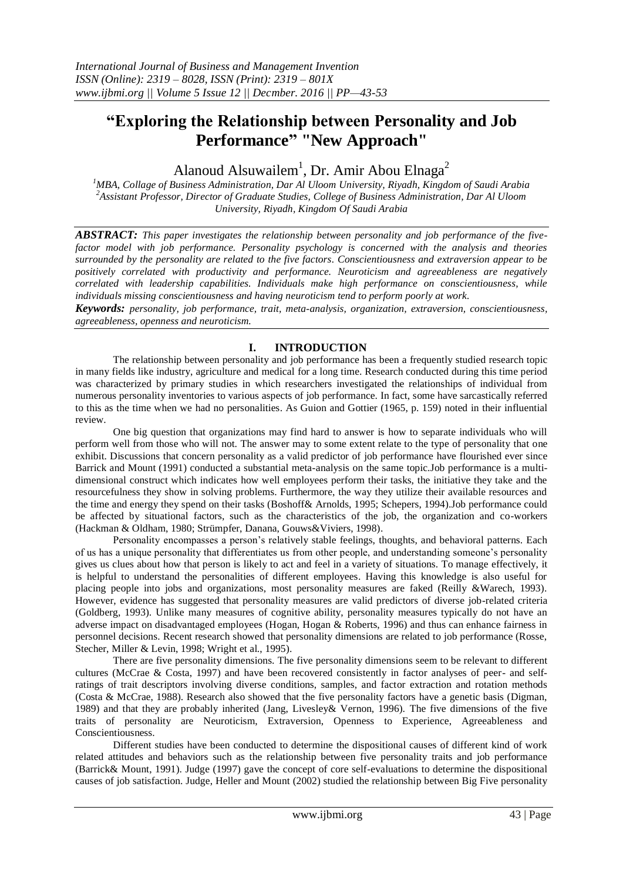# "Exploring the Relationship between Personality and Job Performance" "New Approach"

Alanoud Alsuwailem[1], Dr. Amir Abou Elnaga[2]

[1]MBA, Collage of Business Administration, Dar Al Uloom University, Riyadh, Kingdom of Saudi Arabia
[2]Assistant Professor, Director of Graduate Studies, College of Business Administration, Dar Al Uloom University, Riyadh, Kingdom Of Saudi Arabia

***ABSTRACT:*** *This paper investigates the relationship between personality and job performance of the five-factor model with job performance. Personality psychology is concerned with the analysis and theories surrounded by the personality are related to the five factors. Conscientiousness and extraversion appear to be positively correlated with productivity and performance. Neuroticism and agreeableness are negatively correlated with leadership capabilities. Individuals make high performance on conscientiousness, while individuals missing conscientiousness and having neuroticism tend to perform poorly at work.*

***Keywords:*** *personality, job performance, trait, meta-analysis, organization, extraversion, conscientiousness, agreeableness, openness and neuroticism.*

## I. INTRODUCTION

The relationship between personality and job performance has been a frequently studied research topic in many fields like industry, agriculture and medical for a long time. Research conducted during this time period was characterized by primary studies in which researchers investigated the relationships of individual from numerous personality inventories to various aspects of job performance. In fact, some have sarcastically referred to this as the time when we had no personalities. As Guion and Gottier (1965, p. 159) noted in their influential review.

One big question that organizations may find hard to answer is how to separate individuals who will perform well from those who will not. The answer may to some extent relate to the type of personality that one exhibit. Discussions that concern personality as a valid predictor of job performance have flourished ever since Barrick and Mount (1991) conducted a substantial meta-analysis on the same topic.Job performance is a multi-dimensional construct which indicates how well employees perform their tasks, the initiative they take and the resourcefulness they show in solving problems. Furthermore, the way they utilize their available resources and the time and energy they spend on their tasks (Boshoff& Arnolds, 1995; Schepers, 1994).Job performance could be affected by situational factors, such as the characteristics of the job, the organization and co-workers (Hackman & Oldham, 1980; Strümpfer, Danana, Gouws&Viviers, 1998).

Personality encompasses a person's relatively stable feelings, thoughts, and behavioral patterns. Each of us has a unique personality that differentiates us from other people, and understanding someone's personality gives us clues about how that person is likely to act and feel in a variety of situations. To manage effectively, it is helpful to understand the personalities of different employees. Having this knowledge is also useful for placing people into jobs and organizations, most personality measures are faked (Reilly &Warech, 1993). However, evidence has suggested that personality measures are valid predictors of diverse job-related criteria (Goldberg, 1993). Unlike many measures of cognitive ability, personality measures typically do not have an adverse impact on disadvantaged employees (Hogan, Hogan & Roberts, 1996) and thus can enhance fairness in personnel decisions. Recent research showed that personality dimensions are related to job performance (Rosse, Stecher, Miller & Levin, 1998; Wright et al., 1995).

There are five personality dimensions. The five personality dimensions seem to be relevant to different cultures (McCrae & Costa, 1997) and have been recovered consistently in factor analyses of peer- and self-ratings of trait descriptors involving diverse conditions, samples, and factor extraction and rotation methods (Costa & McCrae, 1988). Research also showed that the five personality factors have a genetic basis (Digman, 1989) and that they are probably inherited (Jang, Livesley& Vernon, 1996). The five dimensions of the five traits of personality are Neuroticism, Extraversion, Openness to Experience, Agreeableness and Conscientiousness.

Different studies have been conducted to determine the dispositional causes of different kind of work related attitudes and behaviors such as the relationship between five personality traits and job performance (Barrick& Mount, 1991). Judge (1997) gave the concept of core self-evaluations to determine the dispositional causes of job satisfaction. Judge, Heller and Mount (2002) studied the relationship between Big Five personality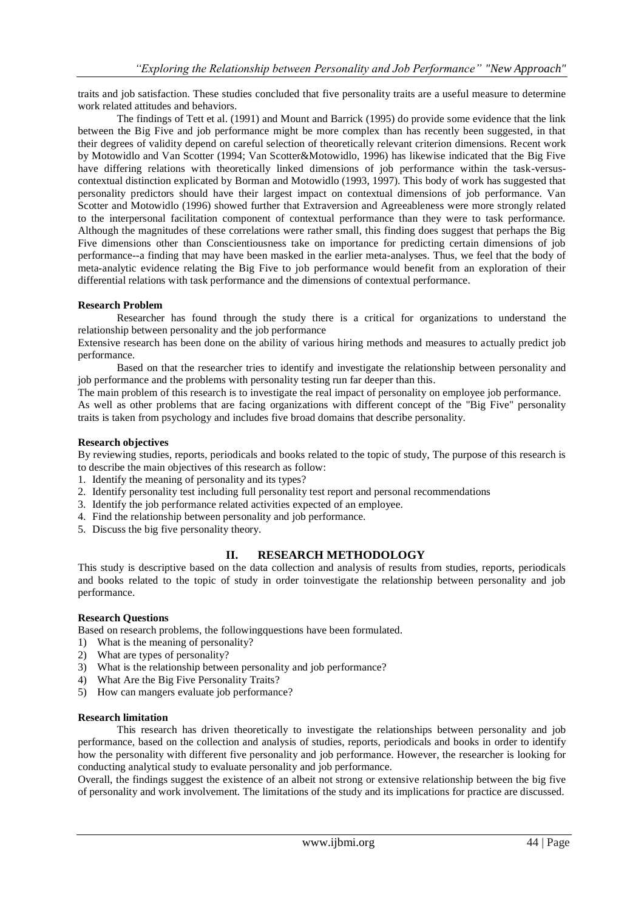traits and job satisfaction. These studies concluded that five personality traits are a useful measure to determine work related attitudes and behaviors.

The findings of Tett et al. (1991) and Mount and Barrick (1995) do provide some evidence that the link between the Big Five and job performance might be more complex than has recently been suggested, in that their degrees of validity depend on careful selection of theoretically relevant criterion dimensions. Recent work by Motowidlo and Van Scotter (1994; Van Scotter&Motowidlo, 1996) has likewise indicated that the Big Five have differing relations with theoretically linked dimensions of job performance within the task-versus-contextual distinction explicated by Borman and Motowidlo (1993, 1997). This body of work has suggested that personality predictors should have their largest impact on contextual dimensions of job performance. Van Scotter and Motowidlo (1996) showed further that Extraversion and Agreeableness were more strongly related to the interpersonal facilitation component of contextual performance than they were to task performance. Although the magnitudes of these correlations were rather small, this finding does suggest that perhaps the Big Five dimensions other than Conscientiousness take on importance for predicting certain dimensions of job performance--a finding that may have been masked in the earlier meta-analyses. Thus, we feel that the body of meta-analytic evidence relating the Big Five to job performance would benefit from an exploration of their differential relations with task performance and the dimensions of contextual performance.

**Research Problem**

Researcher has found through the study there is a critical for organizations to understand the relationship between personality and the job performance

Extensive research has been done on the ability of various hiring methods and measures to actually predict job performance.

Based on that the researcher tries to identify and investigate the relationship between personality and job performance and the problems with personality testing run far deeper than this.

The main problem of this research is to investigate the real impact of personality on employee job performance.

As well as other problems that are facing organizations with different concept of the "Big Five" personality traits is taken from psychology and includes five broad domains that describe personality.

**Research objectives**

By reviewing studies, reports, periodicals and books related to the topic of study, The purpose of this research is to describe the main objectives of this research as follow:

1. Identify the meaning of personality and its types?
2. Identify personality test including full personality test report and personal recommendations
3. Identify the job performance related activities expected of an employee.
4. Find the relationship between personality and job performance.
5. Discuss the big five personality theory.

## II. RESEARCH METHODOLOGY

This study is descriptive based on the data collection and analysis of results from studies, reports, periodicals and books related to the topic of study in order toinvestigate the relationship between personality and job performance.

**Research Questions**

Based on research problems, the followingquestions have been formulated.

1) What is the meaning of personality?
2) What are types of personality?
3) What is the relationship between personality and job performance?
4) What Are the Big Five Personality Traits?
5) How can mangers evaluate job performance?

**Research limitation**

This research has driven theoretically to investigate the relationships between personality and job performance, based on the collection and analysis of studies, reports, periodicals and books in order to identify how the personality with different five personality and job performance. However, the researcher is looking for conducting analytical study to evaluate personality and job performance.

Overall, the findings suggest the existence of an albeit not strong or extensive relationship between the big five of personality and work involvement. The limitations of the study and its implications for practice are discussed.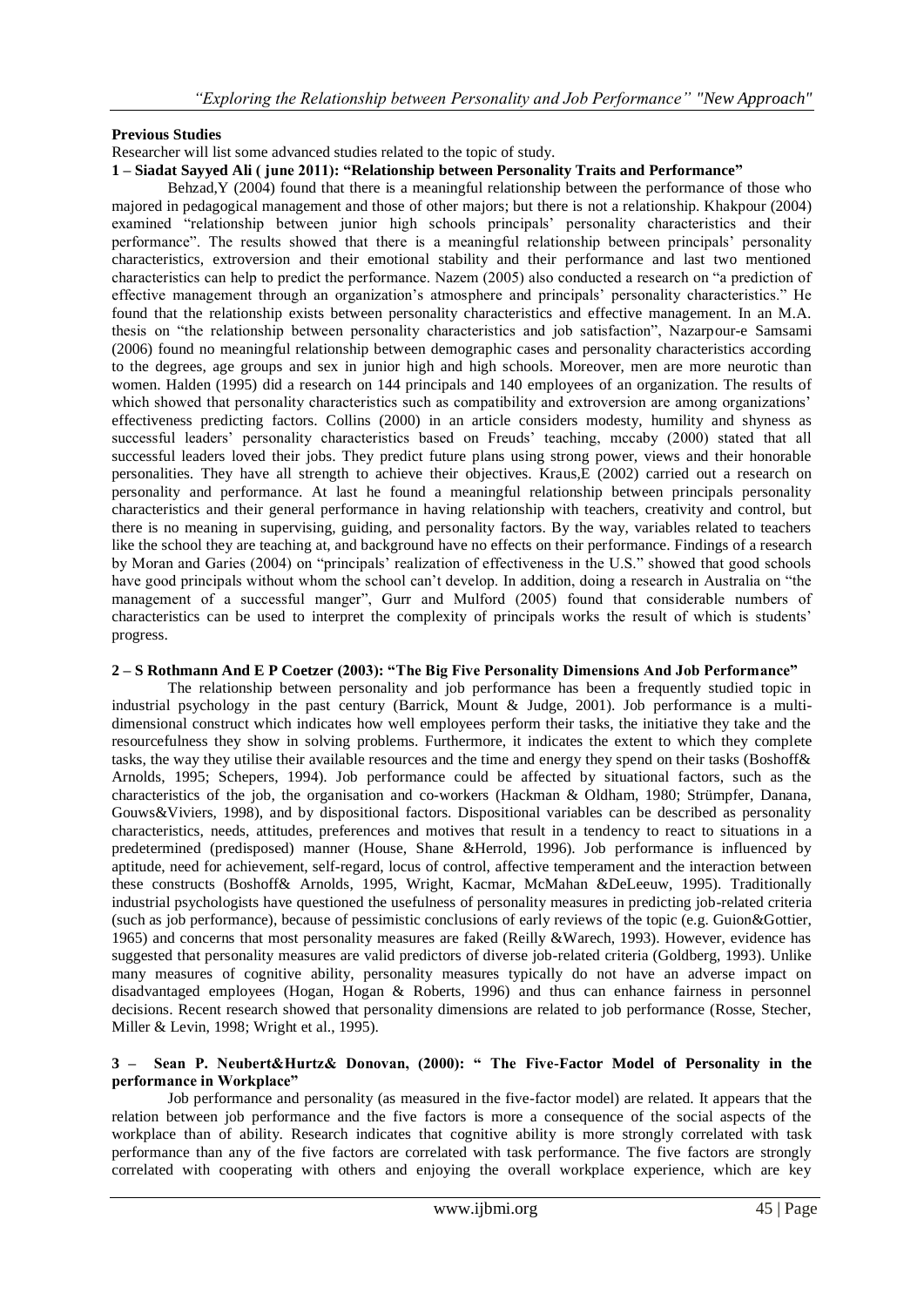**Previous Studies**

Researcher will list some advanced studies related to the topic of study.

**1 – Siadat Sayyed Ali ( june 2011): "Relationship between Personality Traits and Performance"**

Behzad,Y (2004) found that there is a meaningful relationship between the performance of those who majored in pedagogical management and those of other majors; but there is not a relationship. Khakpour (2004) examined "relationship between junior high schools principals' personality characteristics and their performance". The results showed that there is a meaningful relationship between principals' personality characteristics, extroversion and their emotional stability and their performance and last two mentioned characteristics can help to predict the performance. Nazem (2005) also conducted a research on "a prediction of effective management through an organization's atmosphere and principals' personality characteristics." He found that the relationship exists between personality characteristics and effective management. In an M.A. thesis on "the relationship between personality characteristics and job satisfaction", Nazarpour-e Samsami (2006) found no meaningful relationship between demographic cases and personality characteristics according to the degrees, age groups and sex in junior high and high schools. Moreover, men are more neurotic than women. Halden (1995) did a research on 144 principals and 140 employees of an organization. The results of which showed that personality characteristics such as compatibility and extroversion are among organizations' effectiveness predicting factors. Collins (2000) in an article considers modesty, humility and shyness as successful leaders' personality characteristics based on Freuds' teaching, mccaby (2000) stated that all successful leaders loved their jobs. They predict future plans using strong power, views and their honorable personalities. They have all strength to achieve their objectives. Kraus,E (2002) carried out a research on personality and performance. At last he found a meaningful relationship between principals personality characteristics and their general performance in having relationship with teachers, creativity and control, but there is no meaning in supervising, guiding, and personality factors. By the way, variables related to teachers like the school they are teaching at, and background have no effects on their performance. Findings of a research by Moran and Garies (2004) on "principals' realization of effectiveness in the U.S." showed that good schools have good principals without whom the school can't develop. In addition, doing a research in Australia on "the management of a successful manger", Gurr and Mulford (2005) found that considerable numbers of characteristics can be used to interpret the complexity of principals works the result of which is students' progress.

**2 – S Rothmann And E P Coetzer (2003): "The Big Five Personality Dimensions And Job Performance"**

The relationship between personality and job performance has been a frequently studied topic in industrial psychology in the past century (Barrick, Mount & Judge, 2001). Job performance is a multi-dimensional construct which indicates how well employees perform their tasks, the initiative they take and the resourcefulness they show in solving problems. Furthermore, it indicates the extent to which they complete tasks, the way they utilise their available resources and the time and energy they spend on their tasks (Boshoff& Arnolds, 1995; Schepers, 1994). Job performance could be affected by situational factors, such as the characteristics of the job, the organisation and co-workers (Hackman & Oldham, 1980; Strümpfer, Danana, Gouws&Viviers, 1998), and by dispositional factors. Dispositional variables can be described as personality characteristics, needs, attitudes, preferences and motives that result in a tendency to react to situations in a predetermined (predisposed) manner (House, Shane &Herrold, 1996). Job performance is influenced by aptitude, need for achievement, self-regard, locus of control, affective temperament and the interaction between these constructs (Boshoff& Arnolds, 1995, Wright, Kacmar, McMahan &DeLeeuw, 1995). Traditionally industrial psychologists have questioned the usefulness of personality measures in predicting job-related criteria (such as job performance), because of pessimistic conclusions of early reviews of the topic (e.g. Guion&Gottier, 1965) and concerns that most personality measures are faked (Reilly &Warech, 1993). However, evidence has suggested that personality measures are valid predictors of diverse job-related criteria (Goldberg, 1993). Unlike many measures of cognitive ability, personality measures typically do not have an adverse impact on disadvantaged employees (Hogan, Hogan & Roberts, 1996) and thus can enhance fairness in personnel decisions. Recent research showed that personality dimensions are related to job performance (Rosse, Stecher, Miller & Levin, 1998; Wright et al., 1995).

**3 – Sean P. Neubert&Hurtz& Donovan, (2000): " The Five-Factor Model of Personality in the performance in Workplace"**

Job performance and personality (as measured in the five-factor model) are related. It appears that the relation between job performance and the five factors is more a consequence of the social aspects of the workplace than of ability. Research indicates that cognitive ability is more strongly correlated with task performance than any of the five factors are correlated with task performance. The five factors are strongly correlated with cooperating with others and enjoying the overall workplace experience, which are key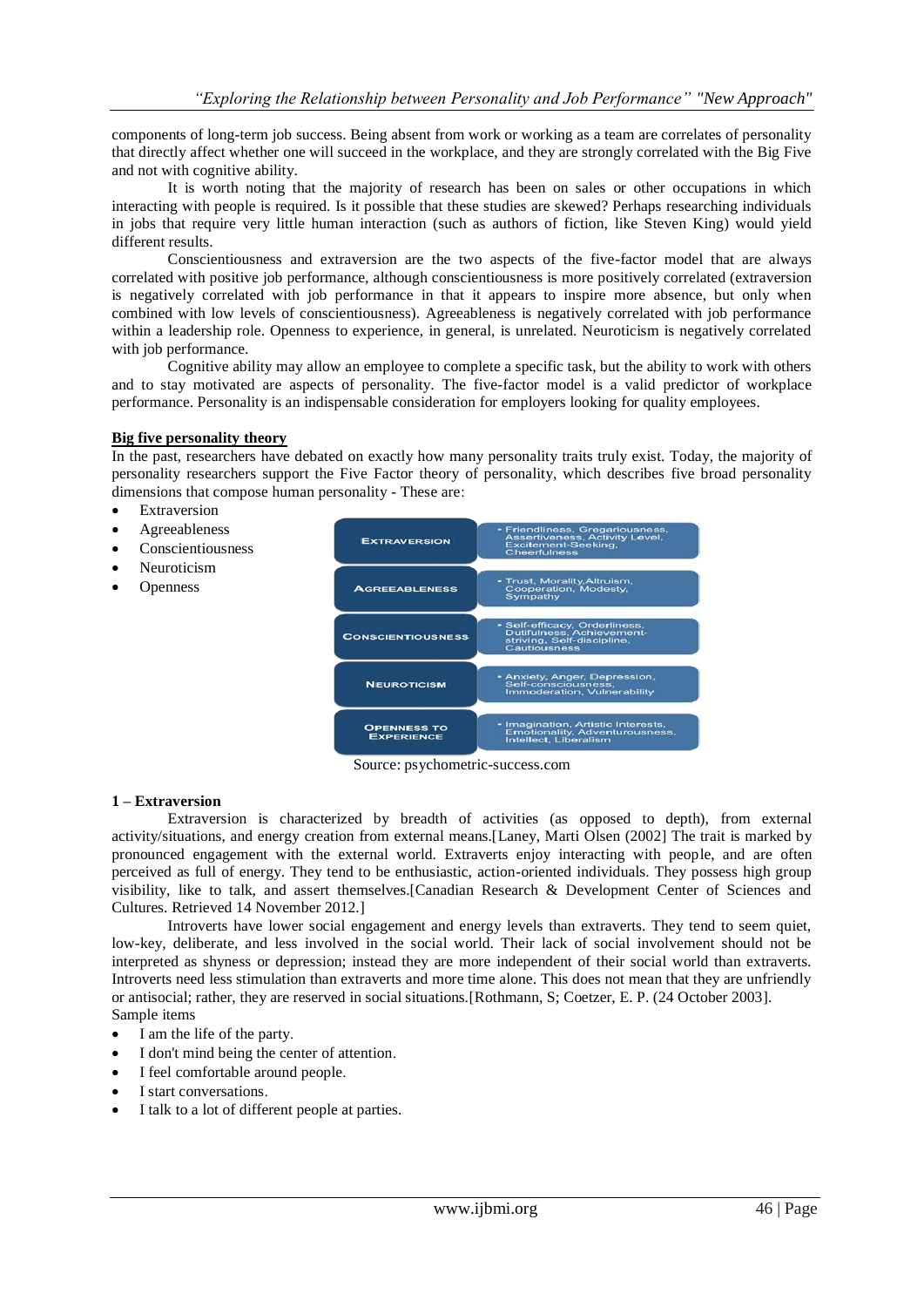components of long-term job success. Being absent from work or working as a team are correlates of personality that directly affect whether one will succeed in the workplace, and they are strongly correlated with the Big Five and not with cognitive ability.

It is worth noting that the majority of research has been on sales or other occupations in which interacting with people is required. Is it possible that these studies are skewed? Perhaps researching individuals in jobs that require very little human interaction (such as authors of fiction, like Steven King) would yield different results.

Conscientiousness and extraversion are the two aspects of the five-factor model that are always correlated with positive job performance, although conscientiousness is more positively correlated (extraversion is negatively correlated with job performance in that it appears to inspire more absence, but only when combined with low levels of conscientiousness). Agreeableness is negatively correlated with job performance within a leadership role. Openness to experience, in general, is unrelated. Neuroticism is negatively correlated with job performance.

Cognitive ability may allow an employee to complete a specific task, but the ability to work with others and to stay motivated are aspects of personality. The five-factor model is a valid predictor of workplace performance. Personality is an indispensable consideration for employers looking for quality employees.

## Big five personality theory

In the past, researchers have debated on exactly how many personality traits truly exist. Today, the majority of personality researchers support the Five Factor theory of personality, which describes five broad personality dimensions that compose human personality - These are:

- Extraversion
- Agreeableness
- Conscientiousness
- Neuroticism
- Openness

| | |
|---|---|
| Extraversion | • Friendliness, Gregariousness, Assertiveness, Activity Level, Excitement-Seeking, Cheerfulness |
| Agreeableness | • Trust, Morality, Altruism, Cooperation, Modesty, Sympathy |
| Conscientiousness | • Self-efficacy, Orderliness, Dutifulness, Achievement-striving, Self-discipline, Cautiousness |
| Neuroticism | • Anxiety, Anger, Depression, Self-consciousness, Immoderation, Vulnerability |
| Openness to Experience | • Imagination, Artistic Interests, Emotionality, Adventurousness, Intellect, Liberalism |

Source: psychometric-success.com

### 1 – Extraversion

Extraversion is characterized by breadth of activities (as opposed to depth), from external activity/situations, and energy creation from external means.[Laney, Marti Olsen (2002] The trait is marked by pronounced engagement with the external world. Extraverts enjoy interacting with people, and are often perceived as full of energy. They tend to be enthusiastic, action-oriented individuals. They possess high group visibility, like to talk, and assert themselves.[Canadian Research & Development Center of Sciences and Cultures. Retrieved 14 November 2012.]

Introverts have lower social engagement and energy levels than extraverts. They tend to seem quiet, low-key, deliberate, and less involved in the social world. Their lack of social involvement should not be interpreted as shyness or depression; instead they are more independent of their social world than extraverts. Introverts need less stimulation than extraverts and more time alone. This does not mean that they are unfriendly or antisocial; rather, they are reserved in social situations.[Rothmann, S; Coetzer, E. P. (24 October 2003].

Sample items

- I am the life of the party.
- I don't mind being the center of attention.
- I feel comfortable around people.
- I start conversations.
- I talk to a lot of different people at parties.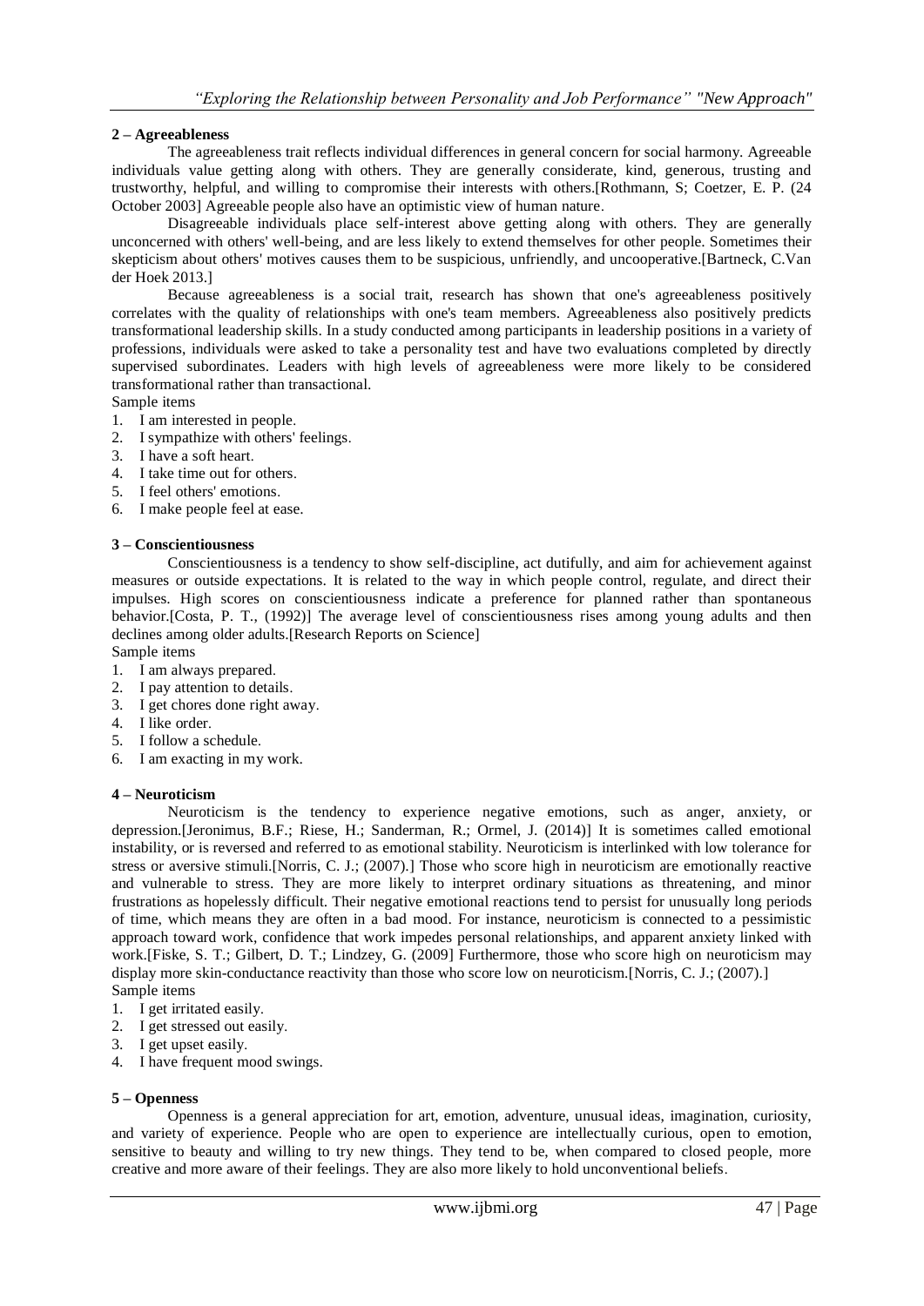### 2 – Agreeableness

The agreeableness trait reflects individual differences in general concern for social harmony. Agreeable individuals value getting along with others. They are generally considerate, kind, generous, trusting and trustworthy, helpful, and willing to compromise their interests with others.[Rothmann, S; Coetzer, E. P. (24 October 2003] Agreeable people also have an optimistic view of human nature.

Disagreeable individuals place self-interest above getting along with others. They are generally unconcerned with others' well-being, and are less likely to extend themselves for other people. Sometimes their skepticism about others' motives causes them to be suspicious, unfriendly, and uncooperative.[Bartneck, C.Van der Hoek 2013.]

Because agreeableness is a social trait, research has shown that one's agreeableness positively correlates with the quality of relationships with one's team members. Agreeableness also positively predicts transformational leadership skills. In a study conducted among participants in leadership positions in a variety of professions, individuals were asked to take a personality test and have two evaluations completed by directly supervised subordinates. Leaders with high levels of agreeableness were more likely to be considered transformational rather than transactional.

Sample items

1. I am interested in people.
2. I sympathize with others' feelings.
3. I have a soft heart.
4. I take time out for others.
5. I feel others' emotions.
6. I make people feel at ease.

### 3 – Conscientiousness

Conscientiousness is a tendency to show self-discipline, act dutifully, and aim for achievement against measures or outside expectations. It is related to the way in which people control, regulate, and direct their impulses. High scores on conscientiousness indicate a preference for planned rather than spontaneous behavior.[Costa, P. T., (1992)] The average level of conscientiousness rises among young adults and then declines among older adults.[Research Reports on Science]

Sample items

1. I am always prepared.
2. I pay attention to details.
3. I get chores done right away.
4. I like order.
5. I follow a schedule.
6. I am exacting in my work.

### 4 – Neuroticism

Neuroticism is the tendency to experience negative emotions, such as anger, anxiety, or depression.[Jeronimus, B.F.; Riese, H.; Sanderman, R.; Ormel, J. (2014)] It is sometimes called emotional instability, or is reversed and referred to as emotional stability. Neuroticism is interlinked with low tolerance for stress or aversive stimuli.[Norris, C. J.; (2007).] Those who score high in neuroticism are emotionally reactive and vulnerable to stress. They are more likely to interpret ordinary situations as threatening, and minor frustrations as hopelessly difficult. Their negative emotional reactions tend to persist for unusually long periods of time, which means they are often in a bad mood. For instance, neuroticism is connected to a pessimistic approach toward work, confidence that work impedes personal relationships, and apparent anxiety linked with work.[Fiske, S. T.; Gilbert, D. T.; Lindzey, G. (2009] Furthermore, those who score high on neuroticism may display more skin-conductance reactivity than those who score low on neuroticism.[Norris, C. J.; (2007).]

Sample items

1. I get irritated easily.
2. I get stressed out easily.
3. I get upset easily.
4. I have frequent mood swings.

### 5 – Openness

Openness is a general appreciation for art, emotion, adventure, unusual ideas, imagination, curiosity, and variety of experience. People who are open to experience are intellectually curious, open to emotion, sensitive to beauty and willing to try new things. They tend to be, when compared to closed people, more creative and more aware of their feelings. They are also more likely to hold unconventional beliefs.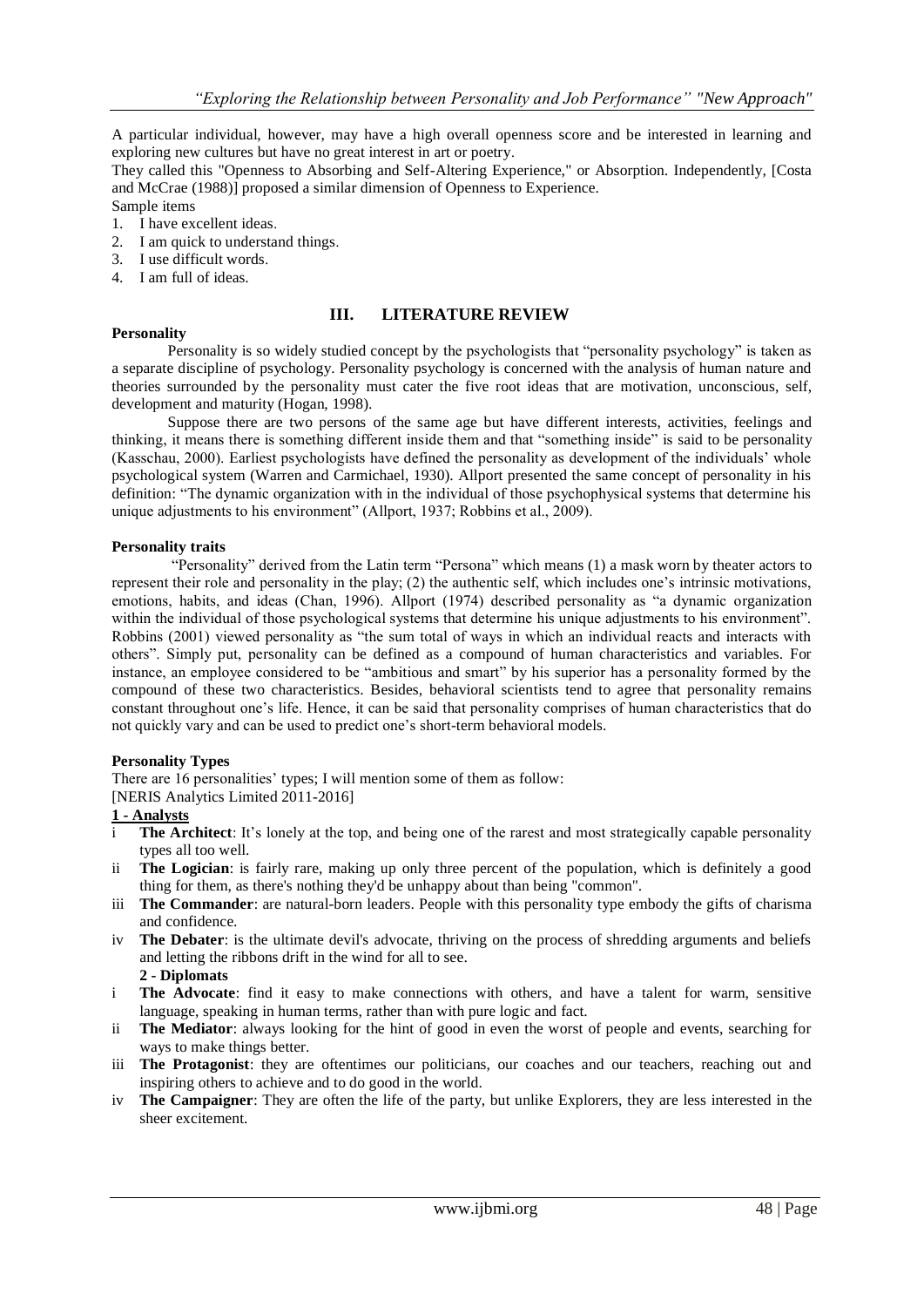A particular individual, however, may have a high overall openness score and be interested in learning and exploring new cultures but have no great interest in art or poetry.

They called this "Openness to Absorbing and Self-Altering Experience," or Absorption. Independently, [Costa and McCrae (1988)] proposed a similar dimension of Openness to Experience.

Sample items

1. I have excellent ideas.
2. I am quick to understand things.
3. I use difficult words.
4. I am full of ideas.

## III. LITERATURE REVIEW

**Personality**

Personality is so widely studied concept by the psychologists that "personality psychology" is taken as a separate discipline of psychology. Personality psychology is concerned with the analysis of human nature and theories surrounded by the personality must cater the five root ideas that are motivation, unconscious, self, development and maturity (Hogan, 1998).

Suppose there are two persons of the same age but have different interests, activities, feelings and thinking, it means there is something different inside them and that "something inside" is said to be personality (Kasschau, 2000). Earliest psychologists have defined the personality as development of the individuals' whole psychological system (Warren and Carmichael, 1930). Allport presented the same concept of personality in his definition: "The dynamic organization with in the individual of those psychophysical systems that determine his unique adjustments to his environment" (Allport, 1937; Robbins et al., 2009).

**Personality traits**

"Personality" derived from the Latin term "Persona" which means (1) a mask worn by theater actors to represent their role and personality in the play; (2) the authentic self, which includes one's intrinsic motivations, emotions, habits, and ideas (Chan, 1996). Allport (1974) described personality as "a dynamic organization within the individual of those psychological systems that determine his unique adjustments to his environment". Robbins (2001) viewed personality as "the sum total of ways in which an individual reacts and interacts with others". Simply put, personality can be defined as a compound of human characteristics and variables. For instance, an employee considered to be "ambitious and smart" by his superior has a personality formed by the compound of these two characteristics. Besides, behavioral scientists tend to agree that personality remains constant throughout one's life. Hence, it can be said that personality comprises of human characteristics that do not quickly vary and can be used to predict one's short-term behavioral models.

**Personality Types**

There are 16 personalities' types; I will mention some of them as follow:

[NERIS Analytics Limited 2011-2016]

**1 - Analysts**

- i **The Architect**: It's lonely at the top, and being one of the rarest and most strategically capable personality types all too well.
- ii **The Logician**: is fairly rare, making up only three percent of the population, which is definitely a good thing for them, as there's nothing they'd be unhappy about than being "common".
- iii **The Commander**: are natural-born leaders. People with this personality type embody the gifts of charisma and confidence.
- iv **The Debater**: is the ultimate devil's advocate, thriving on the process of shredding arguments and beliefs and letting the ribbons drift in the wind for all to see.

**2 - Diplomats**

- i **The Advocate**: find it easy to make connections with others, and have a talent for warm, sensitive language, speaking in human terms, rather than with pure logic and fact.
- ii **The Mediator**: always looking for the hint of good in even the worst of people and events, searching for ways to make things better.
- iii **The Protagonist**: they are oftentimes our politicians, our coaches and our teachers, reaching out and inspiring others to achieve and to do good in the world.
- iv **The Campaigner**: They are often the life of the party, but unlike Explorers, they are less interested in the sheer excitement.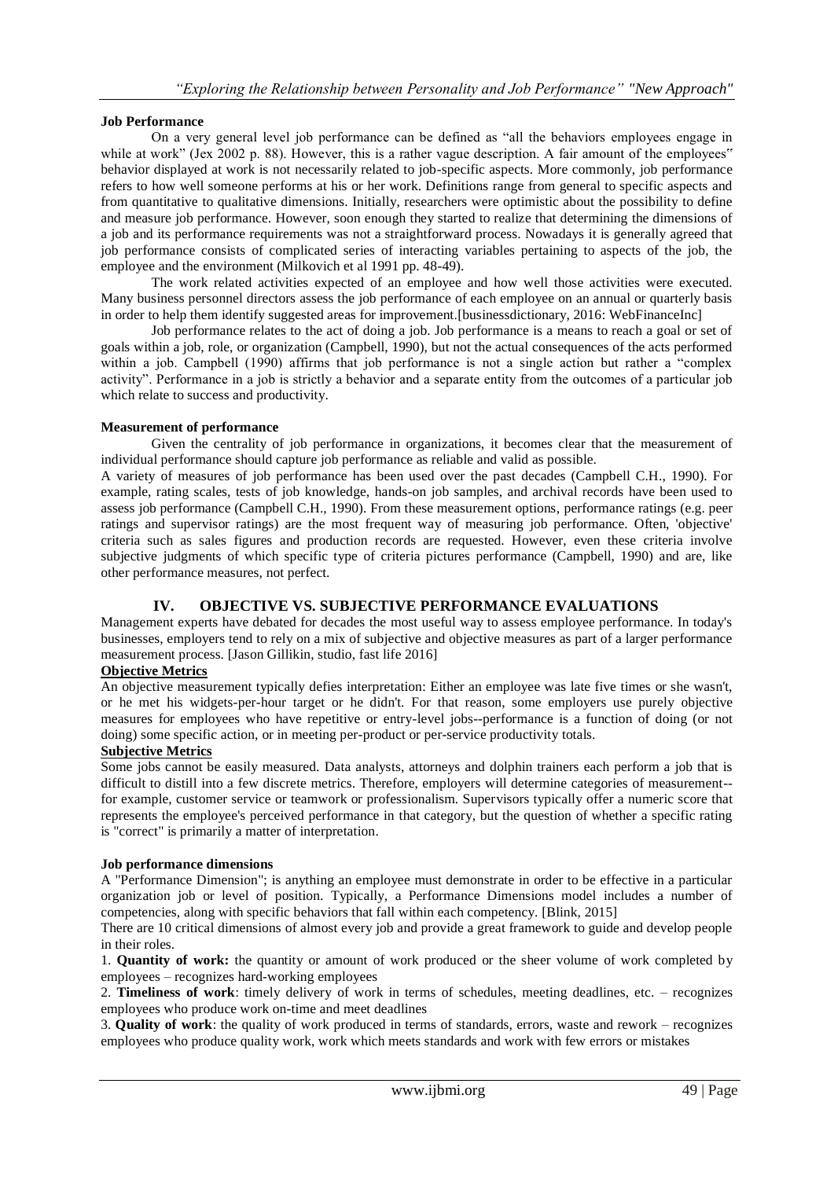**Job Performance**

On a very general level job performance can be defined as "all the behaviors employees engage in while at work" (Jex 2002 p. 88). However, this is a rather vague description. A fair amount of the employees" behavior displayed at work is not necessarily related to job-specific aspects. More commonly, job performance refers to how well someone performs at his or her work. Definitions range from general to specific aspects and from quantitative to qualitative dimensions. Initially, researchers were optimistic about the possibility to define and measure job performance. However, soon enough they started to realize that determining the dimensions of a job and its performance requirements was not a straightforward process. Nowadays it is generally agreed that job performance consists of complicated series of interacting variables pertaining to aspects of the job, the employee and the environment (Milkovich et al 1991 pp. 48-49).

The work related activities expected of an employee and how well those activities were executed. Many business personnel directors assess the job performance of each employee on an annual or quarterly basis in order to help them identify suggested areas for improvement.[businessdictionary, 2016: WebFinanceInc]

Job performance relates to the act of doing a job. Job performance is a means to reach a goal or set of goals within a job, role, or organization (Campbell, 1990), but not the actual consequences of the acts performed within a job. Campbell (1990) affirms that job performance is not a single action but rather a "complex activity". Performance in a job is strictly a behavior and a separate entity from the outcomes of a particular job which relate to success and productivity.

**Measurement of performance**

Given the centrality of job performance in organizations, it becomes clear that the measurement of individual performance should capture job performance as reliable and valid as possible.

A variety of measures of job performance has been used over the past decades (Campbell C.H., 1990). For example, rating scales, tests of job knowledge, hands-on job samples, and archival records have been used to assess job performance (Campbell C.H., 1990). From these measurement options, performance ratings (e.g. peer ratings and supervisor ratings) are the most frequent way of measuring job performance. Often, 'objective' criteria such as sales figures and production records are requested. However, even these criteria involve subjective judgments of which specific type of criteria pictures performance (Campbell, 1990) and are, like other performance measures, not perfect.

## IV. OBJECTIVE VS. SUBJECTIVE PERFORMANCE EVALUATIONS

Management experts have debated for decades the most useful way to assess employee performance. In today's businesses, employers tend to rely on a mix of subjective and objective measures as part of a larger performance measurement process. [Jason Gillikin, studio, fast life 2016]

**Objective Metrics**

An objective measurement typically defies interpretation: Either an employee was late five times or she wasn't, or he met his widgets-per-hour target or he didn't. For that reason, some employers use purely objective measures for employees who have repetitive or entry-level jobs--performance is a function of doing (or not doing) some specific action, or in meeting per-product or per-service productivity totals.

**Subjective Metrics**

Some jobs cannot be easily measured. Data analysts, attorneys and dolphin trainers each perform a job that is difficult to distill into a few discrete metrics. Therefore, employers will determine categories of measurement--for example, customer service or teamwork or professionalism. Supervisors typically offer a numeric score that represents the employee's perceived performance in that category, but the question of whether a specific rating is "correct" is primarily a matter of interpretation.

**Job performance dimensions**

A "Performance Dimension"; is anything an employee must demonstrate in order to be effective in a particular organization job or level of position. Typically, a Performance Dimensions model includes a number of competencies, along with specific behaviors that fall within each competency. [Blink, 2015]

There are 10 critical dimensions of almost every job and provide a great framework to guide and develop people in their roles.

1. **Quantity of work:** the quantity or amount of work produced or the sheer volume of work completed by employees – recognizes hard-working employees
2. **Timeliness of work**: timely delivery of work in terms of schedules, meeting deadlines, etc. – recognizes employees who produce work on-time and meet deadlines
3. **Quality of work**: the quality of work produced in terms of standards, errors, waste and rework – recognizes employees who produce quality work, work which meets standards and work with few errors or mistakes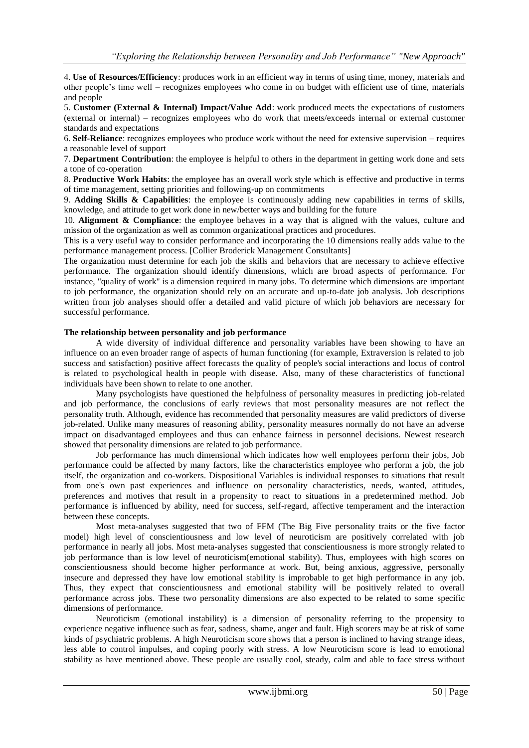4. **Use of Resources/Efficiency**: produces work in an efficient way in terms of using time, money, materials and other people's time well – recognizes employees who come in on budget with efficient use of time, materials and people

5. **Customer (External & Internal) Impact/Value Add**: work produced meets the expectations of customers (external or internal) – recognizes employees who do work that meets/exceeds internal or external customer standards and expectations

6. **Self-Reliance**: recognizes employees who produce work without the need for extensive supervision – requires a reasonable level of support

7. **Department Contribution**: the employee is helpful to others in the department in getting work done and sets a tone of co-operation

8. **Productive Work Habits**: the employee has an overall work style which is effective and productive in terms of time management, setting priorities and following-up on commitments

9. **Adding Skills & Capabilities**: the employee is continuously adding new capabilities in terms of skills, knowledge, and attitude to get work done in new/better ways and building for the future

10. **Alignment & Compliance**: the employee behaves in a way that is aligned with the values, culture and mission of the organization as well as common organizational practices and procedures.

This is a very useful way to consider performance and incorporating the 10 dimensions really adds value to the performance management process. [Collier Broderick Management Consultants]

The organization must determine for each job the skills and behaviors that are necessary to achieve effective performance. The organization should identify dimensions, which are broad aspects of performance. For instance, "quality of work" is a dimension required in many jobs. To determine which dimensions are important to job performance, the organization should rely on an accurate and up-to-date job analysis. Job descriptions written from job analyses should offer a detailed and valid picture of which job behaviors are necessary for successful performance.

**The relationship between personality and job performance**

A wide diversity of individual difference and personality variables have been showing to have an influence on an even broader range of aspects of human functioning (for example, Extraversion is related to job success and satisfaction) positive affect forecasts the quality of people's social interactions and locus of control is related to psychological health in people with disease. Also, many of these characteristics of functional individuals have been shown to relate to one another.

Many psychologists have questioned the helpfulness of personality measures in predicting job-related and job performance, the conclusions of early reviews that most personality measures are not reflect the personality truth. Although, evidence has recommended that personality measures are valid predictors of diverse job-related. Unlike many measures of reasoning ability, personality measures normally do not have an adverse impact on disadvantaged employees and thus can enhance fairness in personnel decisions. Newest research showed that personality dimensions are related to job performance.

Job performance has much dimensional which indicates how well employees perform their jobs, Job performance could be affected by many factors, like the characteristics employee who perform a job, the job itself, the organization and co-workers. Dispositional Variables is individual responses to situations that result from one's own past experiences and influence on personality characteristics, needs, wanted, attitudes, preferences and motives that result in a propensity to react to situations in a predetermined method. Job performance is influenced by ability, need for success, self-regard, affective temperament and the interaction between these concepts.

Most meta-analyses suggested that two of FFM (The Big Five personality traits or the five factor model) high level of conscientiousness and low level of neuroticism are positively correlated with job performance in nearly all jobs. Most meta-analyses suggested that conscientiousness is more strongly related to job performance than is low level of neuroticism(emotional stability). Thus, employees with high scores on conscientiousness should become higher performance at work. But, being anxious, aggressive, personally insecure and depressed they have low emotional stability is improbable to get high performance in any job. Thus, they expect that conscientiousness and emotional stability will be positively related to overall performance across jobs. These two personality dimensions are also expected to be related to some specific dimensions of performance.

Neuroticism (emotional instability) is a dimension of personality referring to the propensity to experience negative influence such as fear, sadness, shame, anger and fault. High scorers may be at risk of some kinds of psychiatric problems. A high Neuroticism score shows that a person is inclined to having strange ideas, less able to control impulses, and coping poorly with stress. A low Neuroticism score is lead to emotional stability as have mentioned above. These people are usually cool, steady, calm and able to face stress without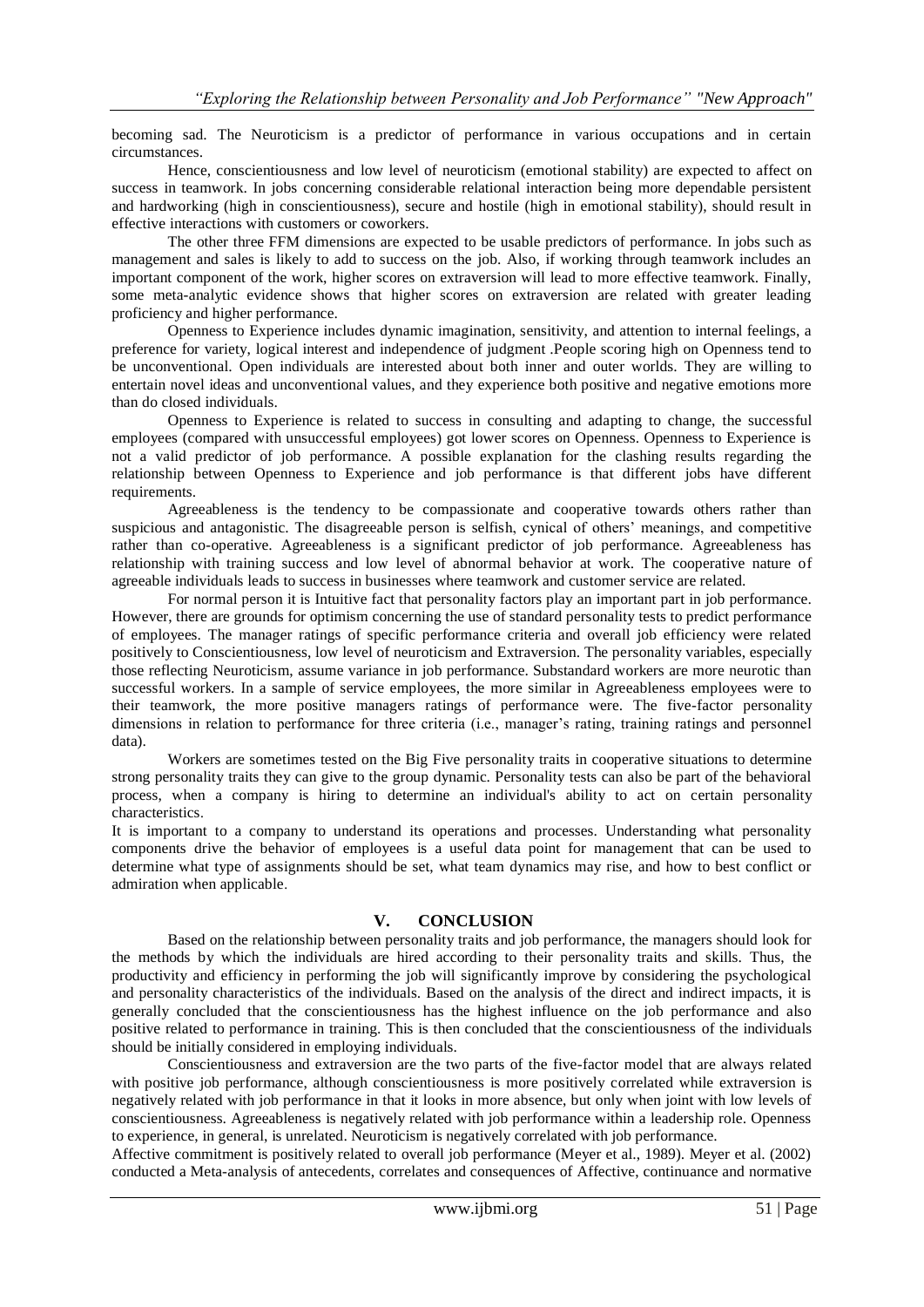becoming sad. The Neuroticism is a predictor of performance in various occupations and in certain circumstances.

Hence, conscientiousness and low level of neuroticism (emotional stability) are expected to affect on success in teamwork. In jobs concerning considerable relational interaction being more dependable persistent and hardworking (high in conscientiousness), secure and hostile (high in emotional stability), should result in effective interactions with customers or coworkers.

The other three FFM dimensions are expected to be usable predictors of performance. In jobs such as management and sales is likely to add to success on the job. Also, if working through teamwork includes an important component of the work, higher scores on extraversion will lead to more effective teamwork. Finally, some meta-analytic evidence shows that higher scores on extraversion are related with greater leading proficiency and higher performance.

Openness to Experience includes dynamic imagination, sensitivity, and attention to internal feelings, a preference for variety, logical interest and independence of judgment .People scoring high on Openness tend to be unconventional. Open individuals are interested about both inner and outer worlds. They are willing to entertain novel ideas and unconventional values, and they experience both positive and negative emotions more than do closed individuals.

Openness to Experience is related to success in consulting and adapting to change, the successful employees (compared with unsuccessful employees) got lower scores on Openness. Openness to Experience is not a valid predictor of job performance. A possible explanation for the clashing results regarding the relationship between Openness to Experience and job performance is that different jobs have different requirements.

Agreeableness is the tendency to be compassionate and cooperative towards others rather than suspicious and antagonistic. The disagreeable person is selfish, cynical of others' meanings, and competitive rather than co-operative. Agreeableness is a significant predictor of job performance. Agreeableness has relationship with training success and low level of abnormal behavior at work. The cooperative nature of agreeable individuals leads to success in businesses where teamwork and customer service are related.

For normal person it is Intuitive fact that personality factors play an important part in job performance. However, there are grounds for optimism concerning the use of standard personality tests to predict performance of employees. The manager ratings of specific performance criteria and overall job efficiency were related positively to Conscientiousness, low level of neuroticism and Extraversion. The personality variables, especially those reflecting Neuroticism, assume variance in job performance. Substandard workers are more neurotic than successful workers. In a sample of service employees, the more similar in Agreeableness employees were to their teamwork, the more positive managers ratings of performance were. The five-factor personality dimensions in relation to performance for three criteria (i.e., manager's rating, training ratings and personnel data).

Workers are sometimes tested on the Big Five personality traits in cooperative situations to determine strong personality traits they can give to the group dynamic. Personality tests can also be part of the behavioral process, when a company is hiring to determine an individual's ability to act on certain personality characteristics.

It is important to a company to understand its operations and processes. Understanding what personality components drive the behavior of employees is a useful data point for management that can be used to determine what type of assignments should be set, what team dynamics may rise, and how to best conflict or admiration when applicable.

## V. CONCLUSION

Based on the relationship between personality traits and job performance, the managers should look for the methods by which the individuals are hired according to their personality traits and skills. Thus, the productivity and efficiency in performing the job will significantly improve by considering the psychological and personality characteristics of the individuals. Based on the analysis of the direct and indirect impacts, it is generally concluded that the conscientiousness has the highest influence on the job performance and also positive related to performance in training. This is then concluded that the conscientiousness of the individuals should be initially considered in employing individuals.

Conscientiousness and extraversion are the two parts of the five-factor model that are always related with positive job performance, although conscientiousness is more positively correlated while extraversion is negatively related with job performance in that it looks in more absence, but only when joint with low levels of conscientiousness. Agreeableness is negatively related with job performance within a leadership role. Openness to experience, in general, is unrelated. Neuroticism is negatively correlated with job performance.

Affective commitment is positively related to overall job performance (Meyer et al., 1989). Meyer et al. (2002) conducted a Meta-analysis of antecedents, correlates and consequences of Affective, continuance and normative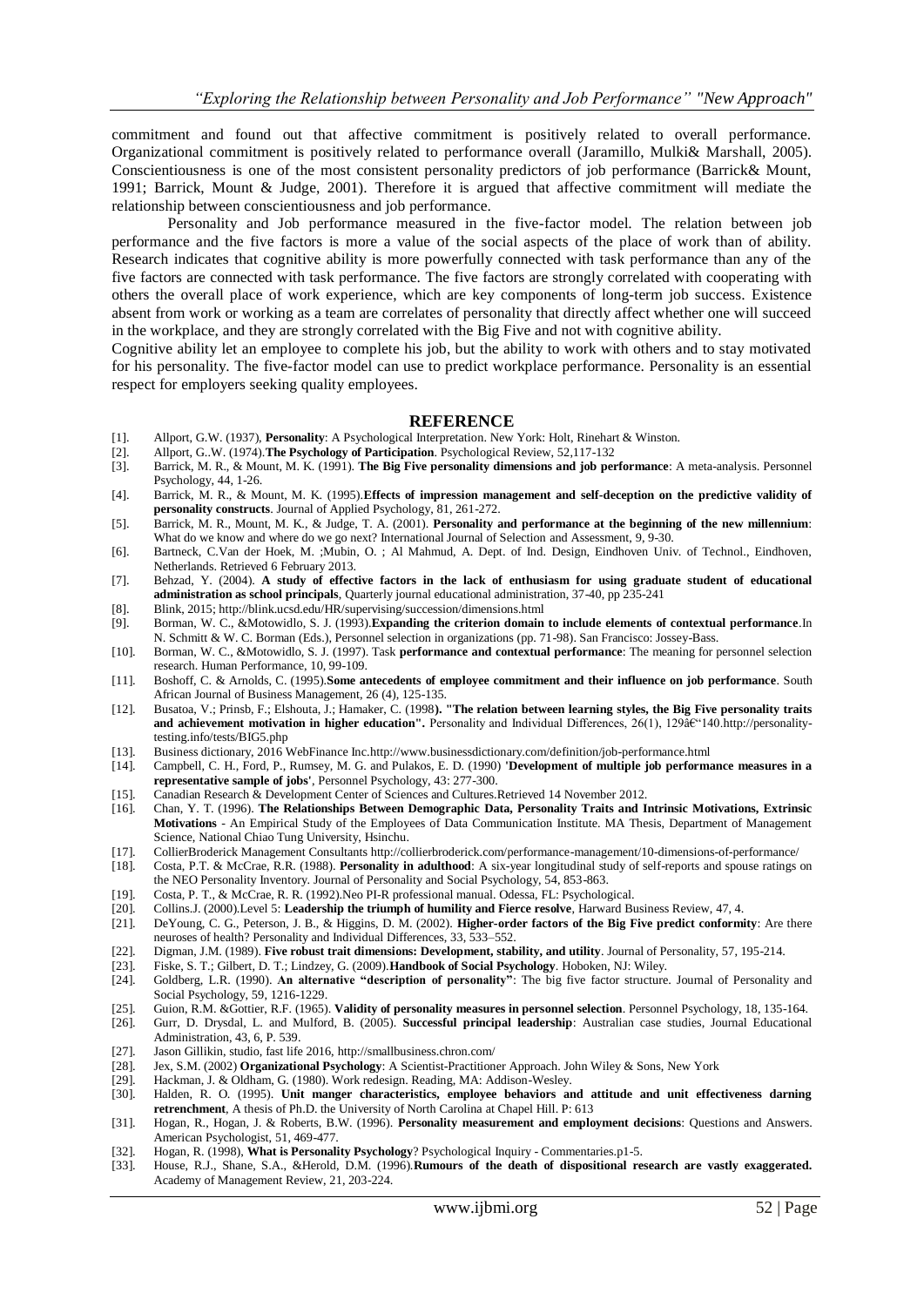commitment and found out that affective commitment is positively related to overall performance. Organizational commitment is positively related to performance overall (Jaramillo, Mulki& Marshall, 2005). Conscientiousness is one of the most consistent personality predictors of job performance (Barrick& Mount, 1991; Barrick, Mount & Judge, 2001). Therefore it is argued that affective commitment will mediate the relationship between conscientiousness and job performance.

Personality and Job performance measured in the five-factor model. The relation between job performance and the five factors is more a value of the social aspects of the place of work than of ability. Research indicates that cognitive ability is more powerfully connected with task performance than any of the five factors are connected with task performance. The five factors are strongly correlated with cooperating with others the overall place of work experience, which are key components of long-term job success. Existence absent from work or working as a team are correlates of personality that directly affect whether one will succeed in the workplace, and they are strongly correlated with the Big Five and not with cognitive ability.

Cognitive ability let an employee to complete his job, but the ability to work with others and to stay motivated for his personality. The five-factor model can use to predict workplace performance. Personality is an essential respect for employers seeking quality employees.

## REFERENCE

[1]. Allport, G.W. (1937), **Personality**: A Psychological Interpretation. New York: Holt, Rinehart & Winston.

[2]. Allport, G..W. (1974).**The Psychology of Participation**. Psychological Review, 52,117-132

[3]. Barrick, M. R., & Mount, M. K. (1991). **The Big Five personality dimensions and job performance**: A meta-analysis. Personnel Psychology, 44, 1-26.

[4]. Barrick, M. R., & Mount, M. K. (1995).**Effects of impression management and self-deception on the predictive validity of personality constructs**. Journal of Applied Psychology, 81, 261-272.

[5]. Barrick, M. R., Mount, M. K., & Judge, T. A. (2001). **Personality and performance at the beginning of the new millennium**: What do we know and where do we go next? International Journal of Selection and Assessment, 9, 9-30.

[6]. Bartneck, C.Van der Hoek, M. ;Mubin, O. ; Al Mahmud, A. Dept. of Ind. Design, Eindhoven Univ. of Technol., Eindhoven, Netherlands. Retrieved 6 February 2013.

[7]. Behzad, Y. (2004). **A study of effective factors in the lack of enthusiasm for using graduate student of educational administration as school principals**, Quarterly journal educational administration, 37-40, pp 235-241

[8]. Blink, 2015; http://blink.ucsd.edu/HR/supervising/succession/dimensions.html

[9]. Borman, W. C., &Motowidlo, S. J. (1993).**Expanding the criterion domain to include elements of contextual performance**.In N. Schmitt & W. C. Borman (Eds.), Personnel selection in organizations (pp. 71-98). San Francisco: Jossey-Bass.

[10]. Borman, W. C., &Motowidlo, S. J. (1997). Task **performance and contextual performance**: The meaning for personnel selection research. Human Performance, 10, 99-109.

[11]. Boshoff, C. & Arnolds, C. (1995).**Some antecedents of employee commitment and their influence on job performance**. South African Journal of Business Management, 26 (4), 125-135.

[12]. Busatoa, V.; Prinsb, F.; Elshouta, J.; Hamaker, C. (1998**). "The relation between learning styles, the Big Five personality traits and achievement motivation in higher education".** Personality and Individual Differences, 26(1), 129â€"140.http://personality-testing.info/tests/BIG5.php

[13]. Business dictionary, 2016 WebFinance Inc.http://www.businessdictionary.com/definition/job-performance.html

[14]. Campbell, C. H., Ford, P., Rumsey, M. G. and Pulakos, E. D. (1990) **'Development of multiple job performance measures in a representative sample of jobs'**, Personnel Psychology, 43: 277-300.

[15]. Canadian Research & Development Center of Sciences and Cultures.Retrieved 14 November 2012.

[16]. Chan, Y. T. (1996). **The Relationships Between Demographic Data, Personality Traits and Intrinsic Motivations, Extrinsic Motivations** - An Empirical Study of the Employees of Data Communication Institute. MA Thesis, Department of Management Science, National Chiao Tung University, Hsinchu.

[17]. CollierBroderick Management Consultants http://collierbroderick.com/performance-management/10-dimensions-of-performance/

[18]. Costa, P.T. & McCrae, R.R. (1988). **Personality in adulthood**: A six-year longitudinal study of self-reports and spouse ratings on the NEO Personality Inventory. Journal of Personality and Social Psychology, 54, 853-863.

[19]. Costa, P. T., & McCrae, R. R. (1992).Neo PI-R professional manual. Odessa, FL: Psychological.

[20]. Collins.J. (2000).Level 5: **Leadership the triumph of humility and Fierce resolve**, Harward Business Review, 47, 4.

[21]. DeYoung, C. G., Peterson, J. B., & Higgins, D. M. (2002). **Higher-order factors of the Big Five predict conformity**: Are there neuroses of health? Personality and Individual Differences, 33, 533–552.

[22]. Digman, J.M. (1989). **Five robust trait dimensions: Development, stability, and utility**. Journal of Personality, 57, 195-214.

[23]. Fiske, S. T.; Gilbert, D. T.; Lindzey, G. (2009).**Handbook of Social Psychology**. Hoboken, NJ: Wiley.

[24]. Goldberg, L.R. (1990). **An alternative "description of personality"**: The big five factor structure. Journal of Personality and Social Psychology, 59, 1216-1229.

[25]. Guion, R.M. &Gottier, R.F. (1965). **Validity of personality measures in personnel selection**. Personnel Psychology, 18, 135-164.

[26]. Gurr, D. Drysdal, L. and Mulford, B. (2005). **Successful principal leadership**: Australian case studies, Journal Educational Administration, 43, 6, P. 539.

[27]. Jason Gillikin, studio, fast life 2016, http://smallbusiness.chron.com/

[28]. Jex, S.M. (2002) **Organizational Psychology**: A Scientist-Practitioner Approach. John Wiley & Sons, New York

[29]. Hackman, J. & Oldham, G. (1980). Work redesign. Reading, MA: Addison-Wesley.

[30]. Halden, R. O. (1995). **Unit manger characteristics, employee behaviors and attitude and unit effectiveness darning retrenchment**, A thesis of Ph.D. the University of North Carolina at Chapel Hill. P: 613

[31]. Hogan, R., Hogan, J. & Roberts, B.W. (1996). **Personality measurement and employment decisions**: Questions and Answers. American Psychologist, 51, 469-477.

[32]. Hogan, R. (1998), **What is Personality Psychology**? Psychological Inquiry - Commentaries.p1-5.

[33]. House, R.J., Shane, S.A., &Herold, D.M. (1996).**Rumours of the death of dispositional research are vastly exaggerated.** Academy of Management Review, 21, 203-224.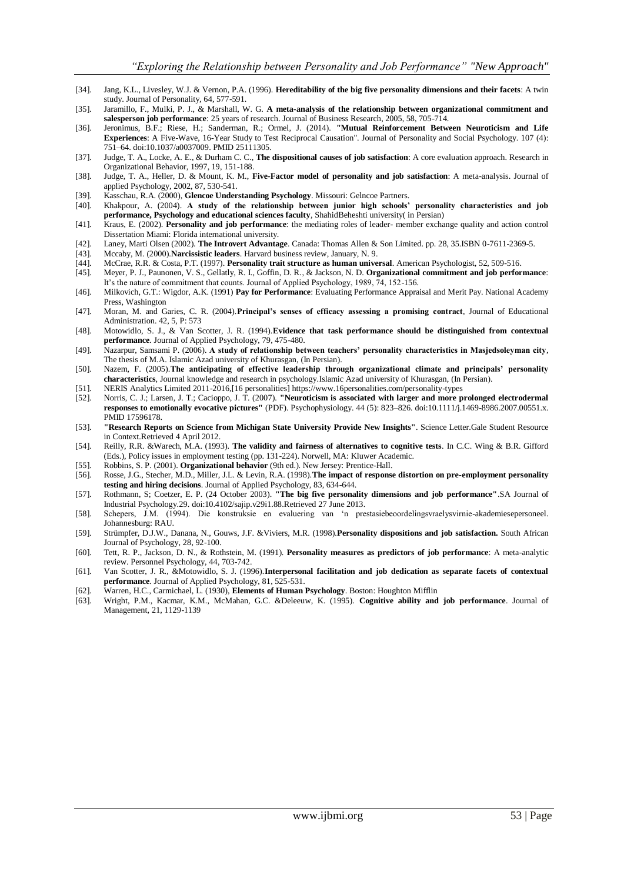[34]. Jang, K.L., Livesley, W.J. & Vernon, P.A. (1996). **Hereditability of the big five personality dimensions and their facets**: A twin study. Journal of Personality, 64, 577-591.

[35]. Jaramillo, F., Mulki, P. J., & Marshall, W. G. **A meta-analysis of the relationship between organizational commitment and salesperson job performance**: 25 years of research. Journal of Business Research, 2005, 58, 705-714.

[36]. Jeronimus, B.F.; Riese, H.; Sanderman, R.; Ormel, J. (2014). **"Mutual Reinforcement Between Neuroticism and Life Experiences**: A Five-Wave, 16-Year Study to Test Reciprocal Causation". Journal of Personality and Social Psychology. 107 (4): 751–64. doi:10.1037/a0037009. PMID 25111305.

[37]. Judge, T. A., Locke, A. E., & Durham C. C., **The dispositional causes of job satisfaction**: A core evaluation approach. Research in Organizational Behavior, 1997, 19, 151-188.

[38]. Judge, T. A., Heller, D. & Mount, K. M., **Five-Factor model of personality and job satisfaction**: A meta-analysis. Journal of applied Psychology, 2002, 87, 530-541.

[39]. Kasschau, R.A. (2000), **Glencoe Understanding Psychology**. Missouri: Gelncoe Partners.

[40]. Khakpour, A. (2004). **A study of the relationship between junior high schools' personality characteristics and job performance, Psychology and educational sciences faculty**, ShahidBeheshti university( in Persian)

[41]. Kraus, E. (2002). **Personality and job performance**: the mediating roles of leader- member exchange quality and action control Dissertation Miami: Florida international university.

[42]. Laney, Marti Olsen (2002). **The Introvert Advantage**. Canada: Thomas Allen & Son Limited. pp. 28, 35.ISBN 0-7611-2369-5.

[43]. Mccaby, M. (2000).**Narcissistic leaders**. Harvard business review, January, N. 9.

[44]. McCrae, R.R. & Costa, P.T. (1997). **Personality trait structure as human universal**. American Psychologist, 52, 509-516.

[45]. Meyer, P. J., Paunonen, V. S., Gellatly, R. I., Goffin, D. R., & Jackson, N. D. **Organizational commitment and job performance**: It's the nature of commitment that counts. Journal of Applied Psychology, 1989, 74, 152-156.

[46]. Milkovich, G.T.: Wigdor, A.K. (1991) **Pay for Performance**: Evaluating Performance Appraisal and Merit Pay. National Academy Press, Washington

[47]. Moran, M. and Garies, C. R. (2004).**Principal's senses of efficacy assessing a promising contract**, Journal of Educational Administration. 42, 5, P: 573

[48]. Motowidlo, S. J., & Van Scotter, J. R. (1994).**Evidence that task performance should be distinguished from contextual performance**. Journal of Applied Psychology, 79, 475-480.

[49]. Nazarpur, Samsami P. (2006). **A study of relationship between teachers' personality characteristics in Masjedsoleyman city**, The thesis of M.A. Islamic Azad university of Khurasgan, (In Persian).

[50]. Nazem, F. (2005).**The anticipating of effective leadership through organizational climate and principals' personality characteristics**, Journal knowledge and research in psychology.Islamic Azad university of Khurasgan, (In Persian).

[51]. NERIS Analytics Limited 2011-2016,[16 personalities] https://www.16personalities.com/personality-types

[52]. Norris, C. J.; Larsen, J. T.; Cacioppo, J. T. (2007). **"Neuroticism is associated with larger and more prolonged electrodermal responses to emotionally evocative pictures"** (PDF). Psychophysiology. 44 (5): 823–826. doi:10.1111/j.1469-8986.2007.00551.x. PMID 17596178.

[53]. **"Research Reports on Science from Michigan State University Provide New Insights"**. Science Letter.Gale Student Resource in Context.Retrieved 4 April 2012.

[54]. Reilly, R.R. &Warech, M.A. (1993). **The validity and fairness of alternatives to cognitive tests**. In C.C. Wing & B.R. Gifford (Eds.), Policy issues in employment testing (pp. 131-224). Norwell, MA: Kluwer Academic.

[55]. Robbins, S. P. (2001). **Organizational behavior** (9th ed.). New Jersey: Prentice-Hall.

[56]. Rosse, J.G., Stecher, M.D., Miller, J.L. & Levin, R.A. (1998).**The impact of response distortion on pre-employment personality testing and hiring decisions**. Journal of Applied Psychology, 83, 634-644.

[57]. Rothmann, S; Coetzer, E. P. (24 October 2003). **"The big five personality dimensions and job performance"**.SA Journal of Industrial Psychology.29. doi:10.4102/sajip.v29i1.88.Retrieved 27 June 2013.

[58]. Schepers, J.M. (1994). Die konstruksie en evaluering van 'n prestasiebeoordelingsvraelysvirnie-akademiesepersoneel. Johannesburg: RAU.

[59]. Strümpfer, D.J.W., Danana, N., Gouws, J.F. &Viviers, M.R. (1998).**Personality dispositions and job satisfaction.** South African Journal of Psychology, 28, 92-100.

[60]. Tett, R. P., Jackson, D. N., & Rothstein, M. (1991). **Personality measures as predictors of job performance**: A meta-analytic review. Personnel Psychology, 44, 703-742.

[61]. Van Scotter, J. R., &Motowidlo, S. J. (1996).**Interpersonal facilitation and job dedication as separate facets of contextual performance**. Journal of Applied Psychology, 81, 525-531.

[62]. Warren, H.C., Carmichael, L. (1930), **Elements of Human Psychology**. Boston: Houghton Mifflin

[63]. Wright, P.M., Kacmar, K.M., McMahan, G.C. &Deleeuw, K. (1995). **Cognitive ability and job performance**. Journal of Management, 21, 1129-1139